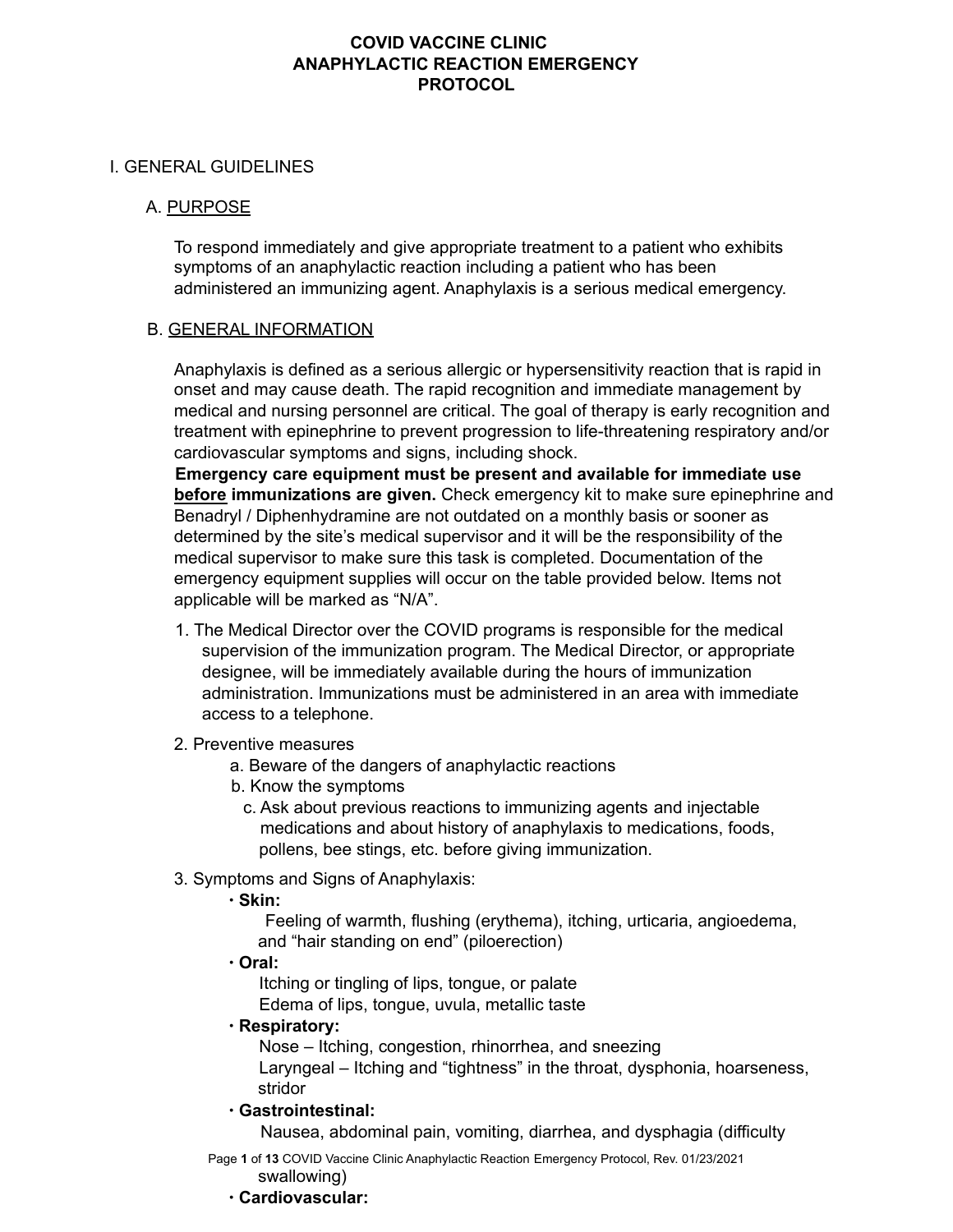# COVID VACCINE CLINIC
# ANAPHYLACTIC REACTION EMERGENCY PROTOCOL

## I. GENERAL GUIDELINES

### A. PURPOSE

To respond immediately and give appropriate treatment to a patient who exhibits symptoms of an anaphylactic reaction including a patient who has been administered an immunizing agent. Anaphylaxis is a serious medical emergency.

### B. GENERAL INFORMATION

Anaphylaxis is defined as a serious allergic or hypersensitivity reaction that is rapid in onset and may cause death. The rapid recognition and immediate management by medical and nursing personnel are critical. The goal of therapy is early recognition and treatment with epinephrine to prevent progression to life-threatening respiratory and/or cardiovascular symptoms and signs, including shock.

**Emergency care equipment must be present and available for immediate use <u>before</u> immunizations are given.** Check emergency kit to make sure epinephrine and Benadryl / Diphenhydramine are not outdated on a monthly basis or sooner as determined by the site's medical supervisor and it will be the responsibility of the medical supervisor to make sure this task is completed. Documentation of the emergency equipment supplies will occur on the table provided below. Items not applicable will be marked as "N/A".

1. The Medical Director over the COVID programs is responsible for the medical supervision of the immunization program. The Medical Director, or appropriate designee, will be immediately available during the hours of immunization administration. Immunizations must be administered in an area with immediate access to a telephone.

2. Preventive measures
   a. Beware of the dangers of anaphylactic reactions
   b. Know the symptoms
   c. Ask about previous reactions to immunizing agents and injectable medications and about history of anaphylaxis to medications, foods, pollens, bee stings, etc. before giving immunization.

3. Symptoms and Signs of Anaphylaxis:
   - **Skin:**
     Feeling of warmth, flushing (erythema), itching, urticaria, angioedema, and "hair standing on end" (piloerection)
   - **Oral:**
     Itching or tingling of lips, tongue, or palate
     Edema of lips, tongue, uvula, metallic taste
   - **Respiratory:**
     Nose – Itching, congestion, rhinorrhea, and sneezing
     Laryngeal – Itching and "tightness" in the throat, dysphonia, hoarseness, stridor
   - **Gastrointestinal:**
     Nausea, abdominal pain, vomiting, diarrhea, and dysphagia (difficulty swallowing)
   - **Cardiovascular:**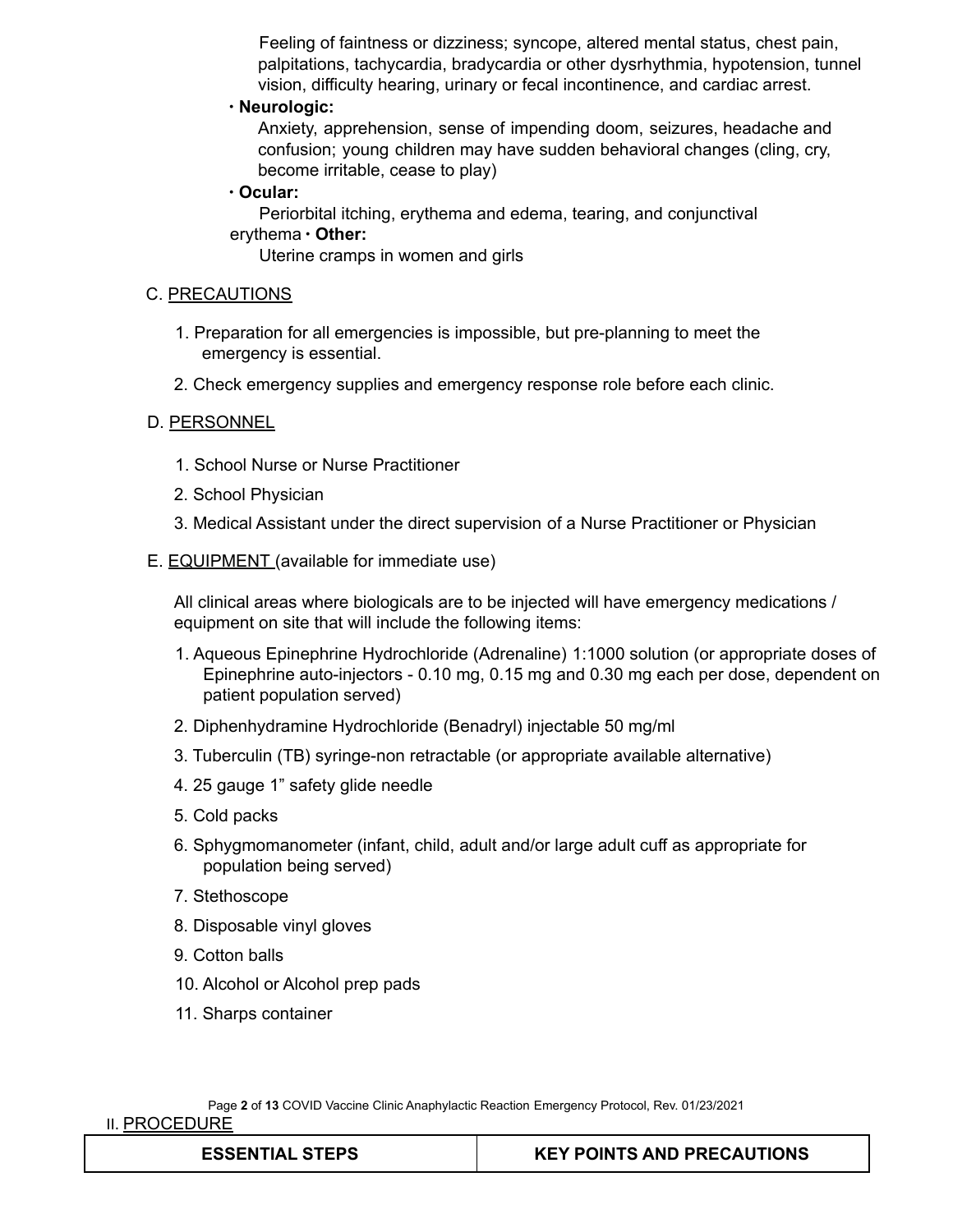Feeling of faintness or dizziness; syncope, altered mental status, chest pain, palpitations, tachycardia, bradycardia or other dysrhythmia, hypotension, tunnel vision, difficulty hearing, urinary or fecal incontinence, and cardiac arrest.

- **Neurologic:**
  Anxiety, apprehension, sense of impending doom, seizures, headache and confusion; young children may have sudden behavioral changes (cling, cry, become irritable, cease to play)
- **Ocular:**
  Periorbital itching, erythema and edema, tearing, and conjunctival erythema
- **Other:**
  Uterine cramps in women and girls

C. PRECAUTIONS

1. Preparation for all emergencies is impossible, but pre-planning to meet the emergency is essential.
2. Check emergency supplies and emergency response role before each clinic.

D. PERSONNEL

1. School Nurse or Nurse Practitioner
2. School Physician
3. Medical Assistant under the direct supervision of a Nurse Practitioner or Physician

E. EQUIPMENT (available for immediate use)

All clinical areas where biologicals are to be injected will have emergency medications / equipment on site that will include the following items:

1. Aqueous Epinephrine Hydrochloride (Adrenaline) 1:1000 solution (or appropriate doses of Epinephrine auto-injectors - 0.10 mg, 0.15 mg and 0.30 mg each per dose, dependent on patient population served)
2. Diphenhydramine Hydrochloride (Benadryl) injectable 50 mg/ml
3. Tuberculin (TB) syringe-non retractable (or appropriate available alternative)
4. 25 gauge 1" safety glide needle
5. Cold packs
6. Sphygmomanometer (infant, child, adult and/or large adult cuff as appropriate for population being served)
7. Stethoscope
8. Disposable vinyl gloves
9. Cotton balls
10. Alcohol or Alcohol prep pads
11. Sharps container

II. PROCEDURE

| ESSENTIAL STEPS | KEY POINTS AND PRECAUTIONS |
| --- | --- |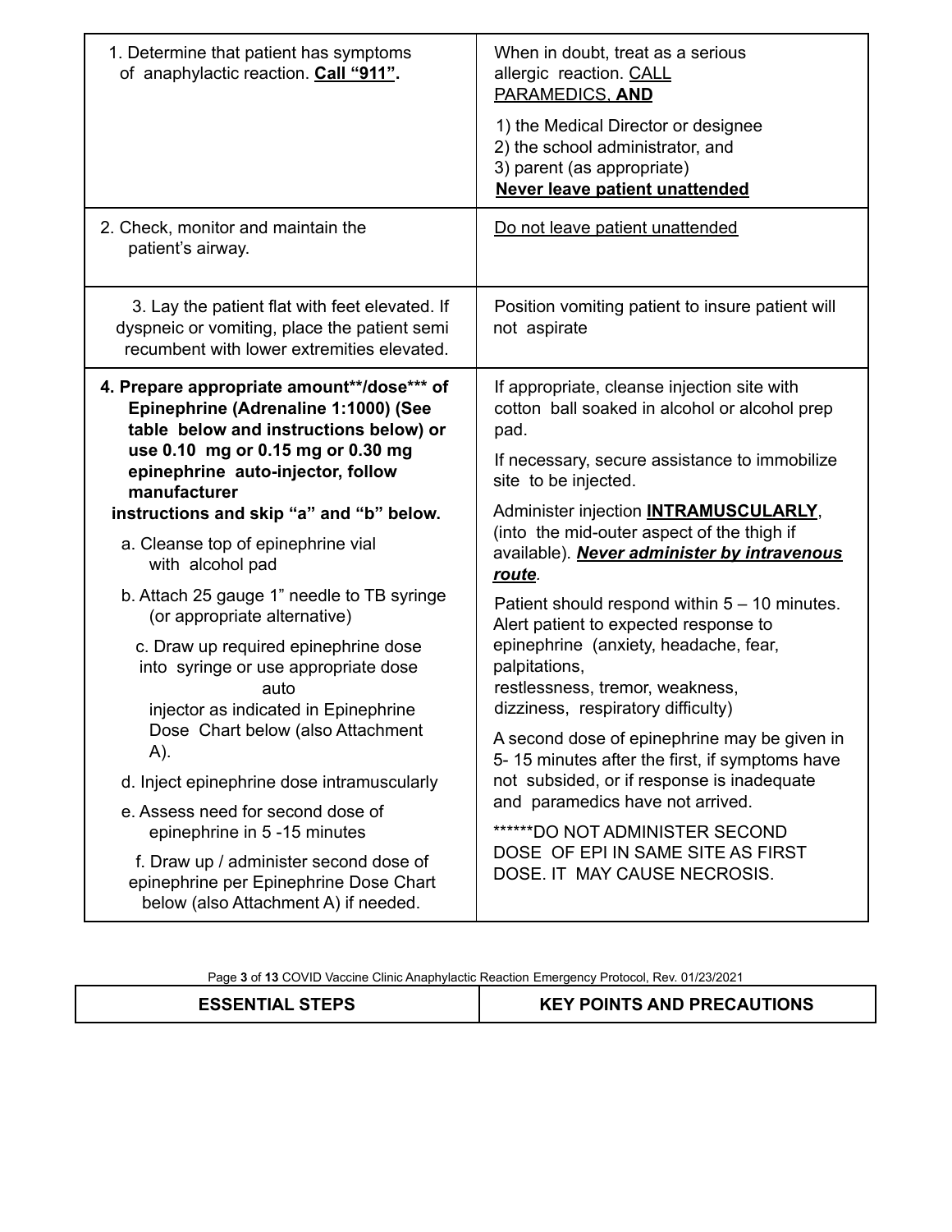| | |
|---|---|
| 1. Determine that patient has symptoms of anaphylactic reaction. **<u>Call "911"</u>.** | When in doubt, treat as a serious allergic reaction. <u>CALL PARAMEDICS, **AND**</u><br><br>1) the Medical Director or designee<br>2) the school administrator, and<br>3) parent (as appropriate)<br>**<u>Never leave patient unattended</u>** |
| 2. Check, monitor and maintain the patient's airway. | <u>Do not leave patient unattended</u> |
| 3. Lay the patient flat with feet elevated. If dyspneic or vomiting, place the patient semi recumbent with lower extremities elevated. | Position vomiting patient to insure patient will not aspirate |
| **4. Prepare appropriate amount\*\*/dose\*\*\* of Epinephrine (Adrenaline 1:1000) (See table below and instructions below) or use 0.10 mg or 0.15 mg or 0.30 mg epinephrine auto-injector, follow manufacturer instructions and skip "a" and "b" below.**<br><br>a. Cleanse top of epinephrine vial with alcohol pad<br><br>b. Attach 25 gauge 1" needle to TB syringe (or appropriate alternative)<br><br>c. Draw up required epinephrine dose into syringe or use appropriate dose auto injector as indicated in Epinephrine Dose Chart below (also Attachment A).<br><br>d. Inject epinephrine dose intramuscularly<br><br>e. Assess need for second dose of epinephrine in 5 -15 minutes<br><br>f. Draw up / administer second dose of epinephrine per Epinephrine Dose Chart below (also Attachment A) if needed. | If appropriate, cleanse injection site with cotton ball soaked in alcohol or alcohol prep pad.<br><br>If necessary, secure assistance to immobilize site to be injected.<br><br>Administer injection **<u>INTRAMUSCULARLY</u>**, (into the mid-outer aspect of the thigh if available). ***<u>Never administer by intravenous route</u>***.<br><br>Patient should respond within 5 – 10 minutes. Alert patient to expected response to epinephrine (anxiety, headache, fear, palpitations, restlessness, tremor, weakness, dizziness, respiratory difficulty)<br><br>A second dose of epinephrine may be given in 5- 15 minutes after the first, if symptoms have not subsided, or if response is inadequate and paramedics have not arrived.<br><br>\*\*\*\*\*\*DO NOT ADMINISTER SECOND DOSE OF EPI IN SAME SITE AS FIRST DOSE. IT MAY CAUSE NECROSIS. |

| ESSENTIAL STEPS | KEY POINTS AND PRECAUTIONS |
|---|---|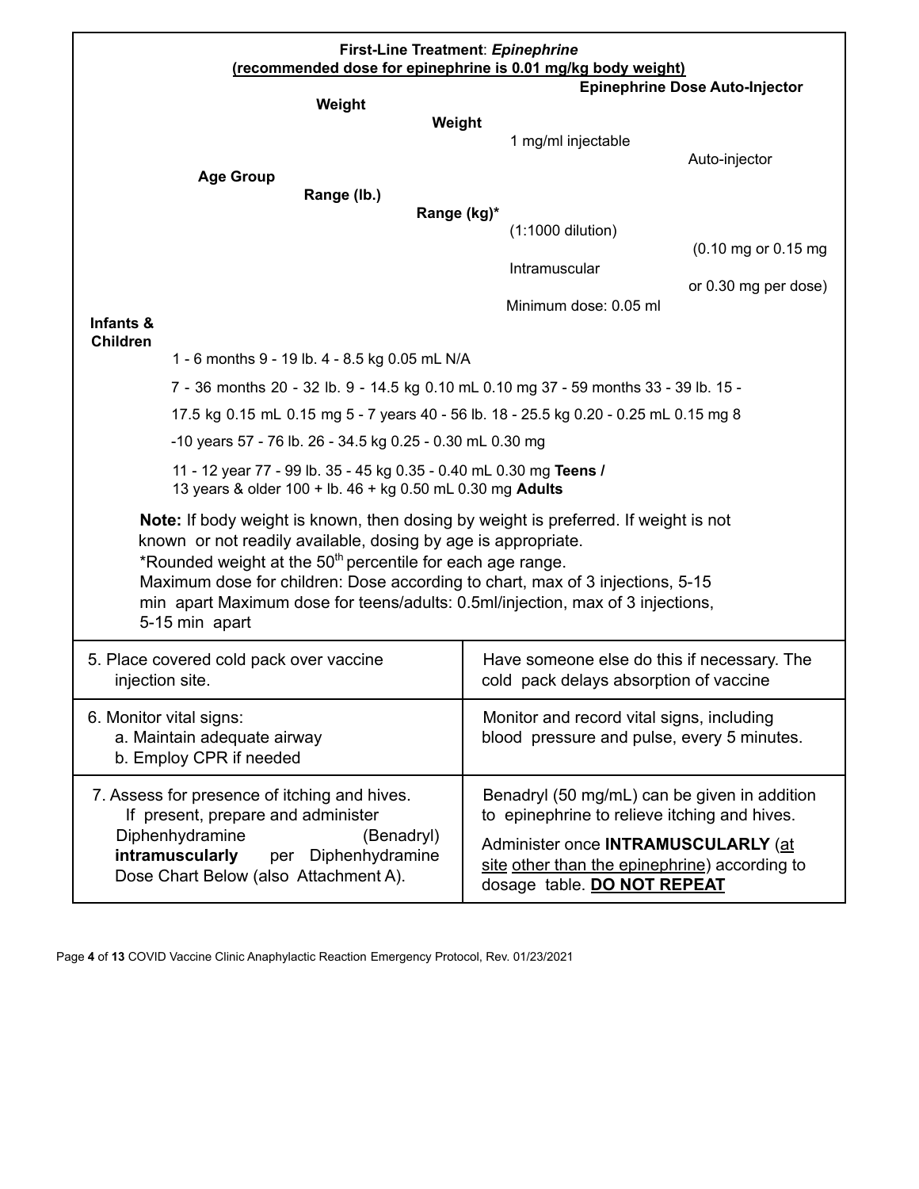**First-Line Treatment**: ***Epinephrine***
**(recommended dose for epinephrine is 0.01 mg/kg body weight)**

| Age Group | Weight Range (lb.) | Weight Range (kg)* | 1 mg/ml injectable (1:1000 dilution) Intramuscular Minimum dose: 0.05 ml | Epinephrine Dose Auto-Injector Auto-injector (0.10 mg or 0.15 mg or 0.30 mg per dose) |
|---|---|---|---|---|
| **Infants & Children** 1 - 6 months | 9 - 19 lb. | 4 - 8.5 kg | 0.05 mL | N/A |
| 7 - 36 months | 20 - 32 lb. | 9 - 14.5 kg | 0.10 mL | 0.10 mg |
| 37 - 59 months | 33 - 39 lb. | 15 - 17.5 kg | 0.15 mL | 0.15 mg |
| 5 - 7 years | 40 - 56 lb. | 18 - 25.5 kg | 0.20 - 0.25 mL | 0.15 mg |
| 8 -10 years | 57 - 76 lb. | 26 - 34.5 kg | 0.25 - 0.30 mL | 0.30 mg |
| 11 - 12 year | 77 - 99 lb. | 35 - 45 kg | 0.35 - 0.40 mL | 0.30 mg |
| **Teens / Adults** 13 years & older | 100 + lb. | 46 + kg | 0.50 mL | 0.30 mg |

**Note:** If body weight is known, then dosing by weight is preferred. If weight is not known or not readily available, dosing by age is appropriate.
*Rounded weight at the 50th percentile for each age range.
Maximum dose for children: Dose according to chart, max of 3 injections, 5-15 min apart Maximum dose for teens/adults: 0.5ml/injection, max of 3 injections, 5-15 min apart

| | |
|---|---|
| 5. Place covered cold pack over vaccine injection site. | Have someone else do this if necessary. The cold pack delays absorption of vaccine |
| 6. Monitor vital signs:<br>a. Maintain adequate airway<br>b. Employ CPR if needed | Monitor and record vital signs, including blood pressure and pulse, every 5 minutes. |
| 7. Assess for presence of itching and hives. If present, prepare and administer Diphenhydramine (Benadryl) **intramuscularly** per Diphenhydramine Dose Chart Below (also Attachment A). | Benadryl (50 mg/mL) can be given in addition to epinephrine to relieve itching and hives.<br>Administer once **INTRAMUSCULARLY** (at site other than the epinephrine) according to dosage table. **DO NOT REPEAT** |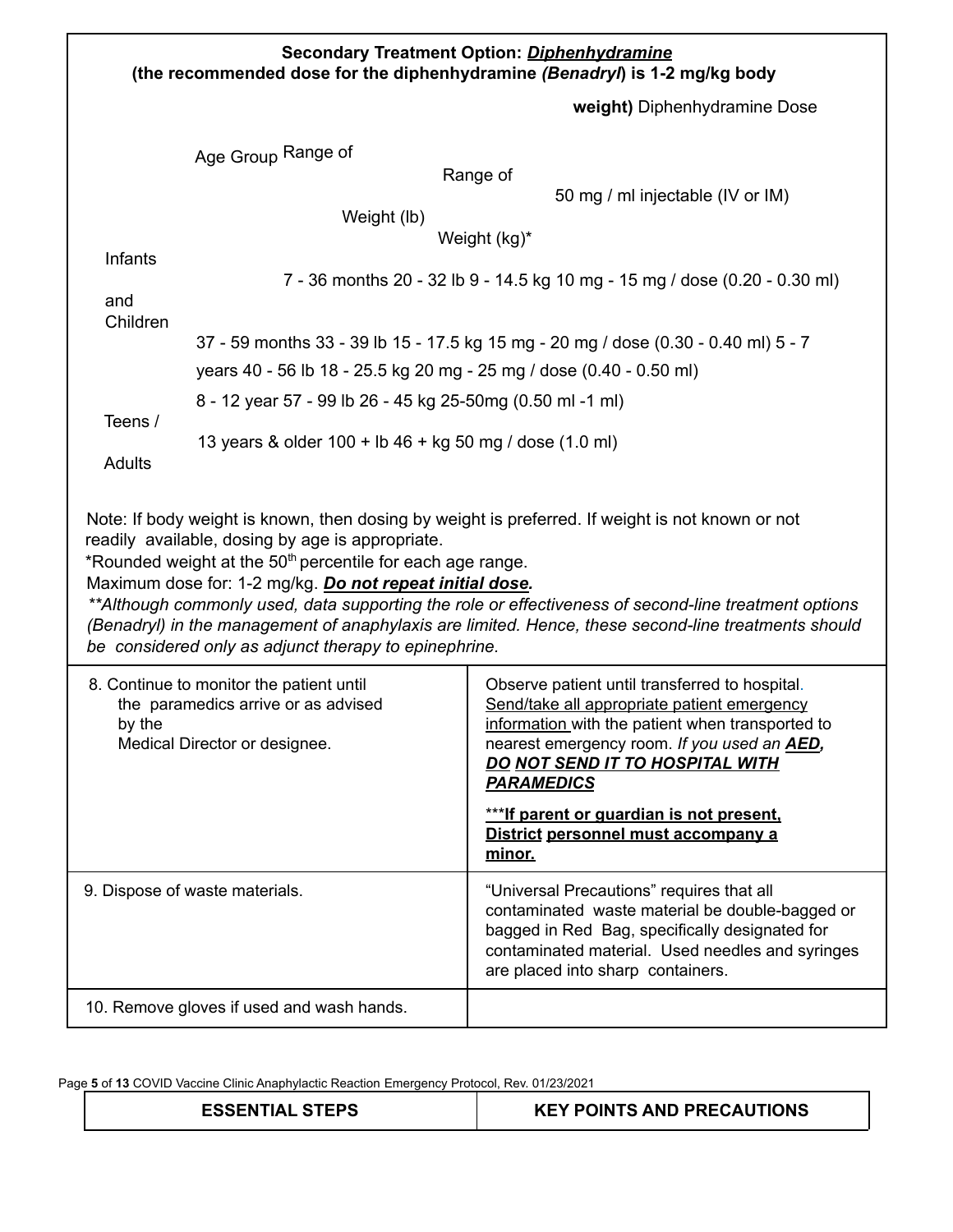**Secondary Treatment Option: _Diphenhydramine_**
**(the recommended dose for the diphenhydramine _(Benadryl_) is 1-2 mg/kg body weight)**

| Age Group | | Range of Weight (lb) | Range of Weight (kg)* | Diphenhydramine Dose 50 mg / ml injectable (IV or IM) |
|---|---|---|---|---|
| Infants and Children | 7 - 36 months | 20 - 32 lb | 9 - 14.5 kg | 10 mg - 15 mg / dose (0.20 - 0.30 ml) |
| | 37 - 59 months | 33 - 39 lb | 15 - 17.5 kg | 15 mg - 20 mg / dose (0.30 - 0.40 ml) |
| | 5 - 7 years | 40 - 56 lb | 18 - 25.5 kg | 20 mg - 25 mg / dose (0.40 - 0.50 ml) |
| | 8 - 12 year | 57 - 99 lb | 26 - 45 kg | 25-50mg (0.50 ml -1 ml) |
| Teens / Adults | 13 years & older | 100 + lb | 46 + kg | 50 mg / dose (1.0 ml) |

Note: If body weight is known, then dosing by weight is preferred. If weight is not known or not readily available, dosing by age is appropriate.
*Rounded weight at the 50th percentile for each age range.
Maximum dose for: 1-2 mg/kg. _**Do not repeat initial dose.**_
_**Although commonly used, data supporting the role or effectiveness of second-line treatment options (Benadryl) in the management of anaphylaxis are limited. Hence, these second-line treatments should be considered only as adjunct therapy to epinephrine._

| ESSENTIAL STEPS | KEY POINTS AND PRECAUTIONS |
|---|---|
| 8. Continue to monitor the patient until the paramedics arrive or as advised by the Medical Director or designee. | Observe patient until transferred to hospital. Send/take all appropriate patient emergency information with the patient when transported to nearest emergency room. _If you used an **AED, DO NOT SEND IT TO HOSPITAL WITH PARAMEDICS**_<br><br>*****If parent or guardian is not present, District personnel must accompany a minor.** |
| 9. Dispose of waste materials. | "Universal Precautions" requires that all contaminated waste material be double-bagged or bagged in Red Bag, specifically designated for contaminated material. Used needles and syringes are placed into sharp containers. |
| 10. Remove gloves if used and wash hands. | |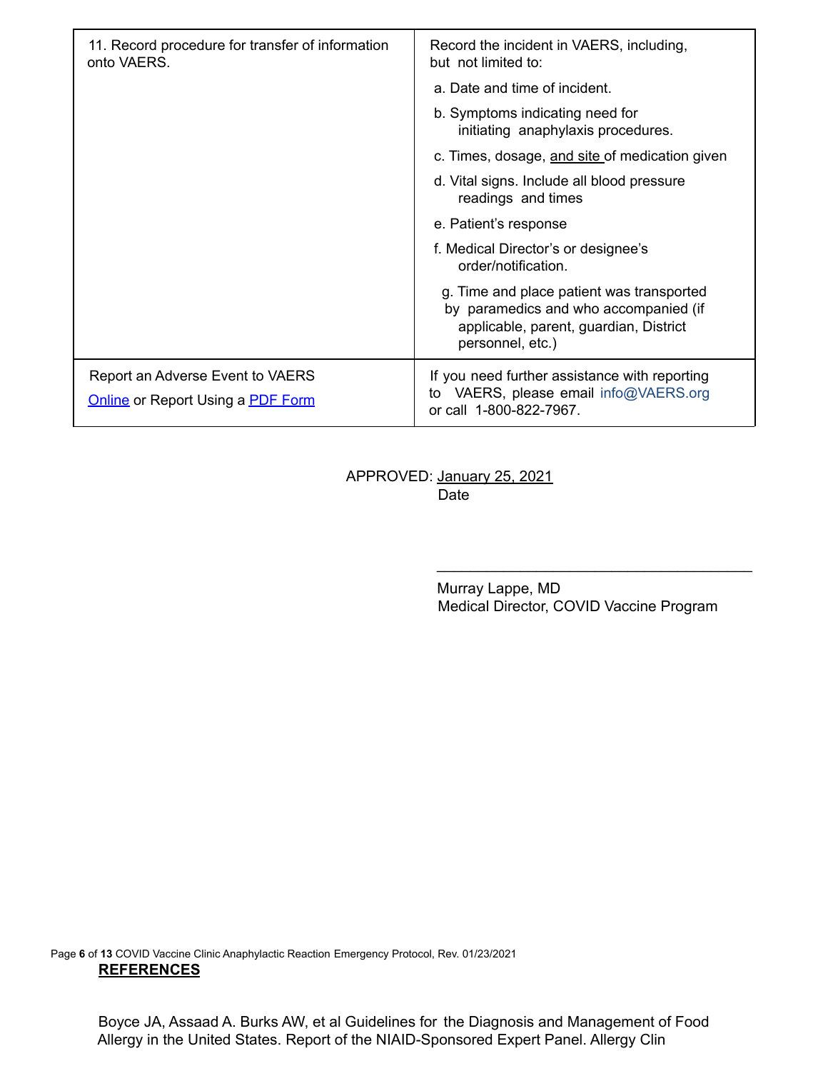| 11. Record procedure for transfer of information onto VAERS. | Record the incident in VAERS, including, but not limited to:<br>a. Date and time of incident.<br>b. Symptoms indicating need for initiating anaphylaxis procedures.<br>c. Times, dosage, and site of medication given<br>d. Vital signs. Include all blood pressure readings and times<br>e. Patient's response<br>f. Medical Director's or designee's order/notification.<br>g. Time and place patient was transported by paramedics and who accompanied (if applicable, parent, guardian, District personnel, etc.) |
|---|---|
| Report an Adverse Event to VAERS<br>Online or Report Using a PDF Form | If you need further assistance with reporting to VAERS, please email info@VAERS.org or call 1-800-822-7967. |

APPROVED: January 25, 2021
Date

\_\_\_\_\_\_\_\_\_\_\_\_\_\_\_\_\_\_\_\_\_\_\_\_\_\_\_\_\_\_\_\_\_\_\_\_\_\_

Murray Lappe, MD
Medical Director, COVID Vaccine Program

## REFERENCES

Boyce JA, Assaad A. Burks AW, et al Guidelines for the Diagnosis and Management of Food Allergy in the United States. Report of the NIAID-Sponsored Expert Panel. Allergy Clin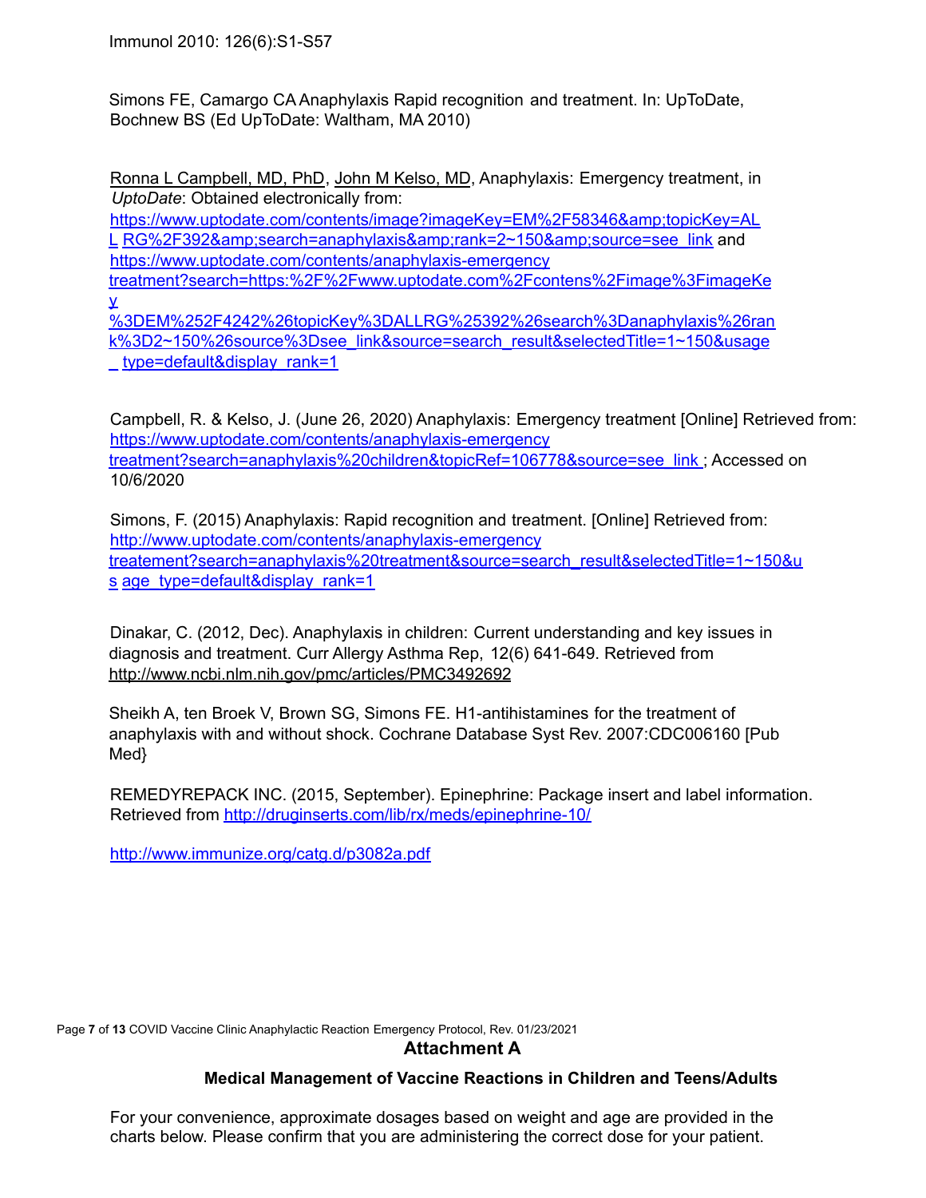Immunol 2010: 126(6):S1-S57

Simons FE, Camargo CA Anaphylaxis Rapid recognition and treatment. In: UpToDate, Bochnew BS (Ed UpToDate: Waltham, MA 2010)

Ronna L Campbell, MD, PhD, John M Kelso, MD, Anaphylaxis: Emergency treatment, in *UptoDate*: Obtained electronically from: https://www.uptodate.com/contents/image?imageKey=EM%2F58346&amp;topicKey=ALL RG%2F392&amp;search=anaphylaxis&amp;rank=2~150&amp;source=see_link and https://www.uptodate.com/contents/anaphylaxis-emergency treatment?search=https:%2F%2Fwww.uptodate.com%2Fcontens%2Fimage%3FimageKey %3DEM%252F4242%26topicKey%3DALLRG%25392%26search%3Danaphylaxis%26rank%3D2~150%26source%3Dsee_link&source=search_result&selectedTitle=1~150&usage_ type=default&display_rank=1

Campbell, R. & Kelso, J. (June 26, 2020) Anaphylaxis: Emergency treatment [Online] Retrieved from: https://www.uptodate.com/contents/anaphylaxis-emergency treatment?search=anaphylaxis%20children&topicRef=106778&source=see_link ; Accessed on 10/6/2020

Simons, F. (2015) Anaphylaxis: Rapid recognition and treatment. [Online] Retrieved from: http://www.uptodate.com/contents/anaphylaxis-emergency treatement?search=anaphylaxis%20treatment&source=search_result&selectedTitle=1~150&us age_type=default&display_rank=1

Dinakar, C. (2012, Dec). Anaphylaxis in children: Current understanding and key issues in diagnosis and treatment. Curr Allergy Asthma Rep, 12(6) 641-649. Retrieved from http://www.ncbi.nlm.nih.gov/pmc/articles/PMC3492692

Sheikh A, ten Broek V, Brown SG, Simons FE. H1-antihistamines for the treatment of anaphylaxis with and without shock. Cochrane Database Syst Rev. 2007:CDC006160 [Pub Med}

REMEDYREPACK INC. (2015, September). Epinephrine: Package insert and label information. Retrieved from http://druginserts.com/lib/rx/meds/epinephrine-10/

http://www.immunize.org/catg.d/p3082a.pdf

## Attachment A

### Medical Management of Vaccine Reactions in Children and Teens/Adults

For your convenience, approximate dosages based on weight and age are provided in the charts below. Please confirm that you are administering the correct dose for your patient.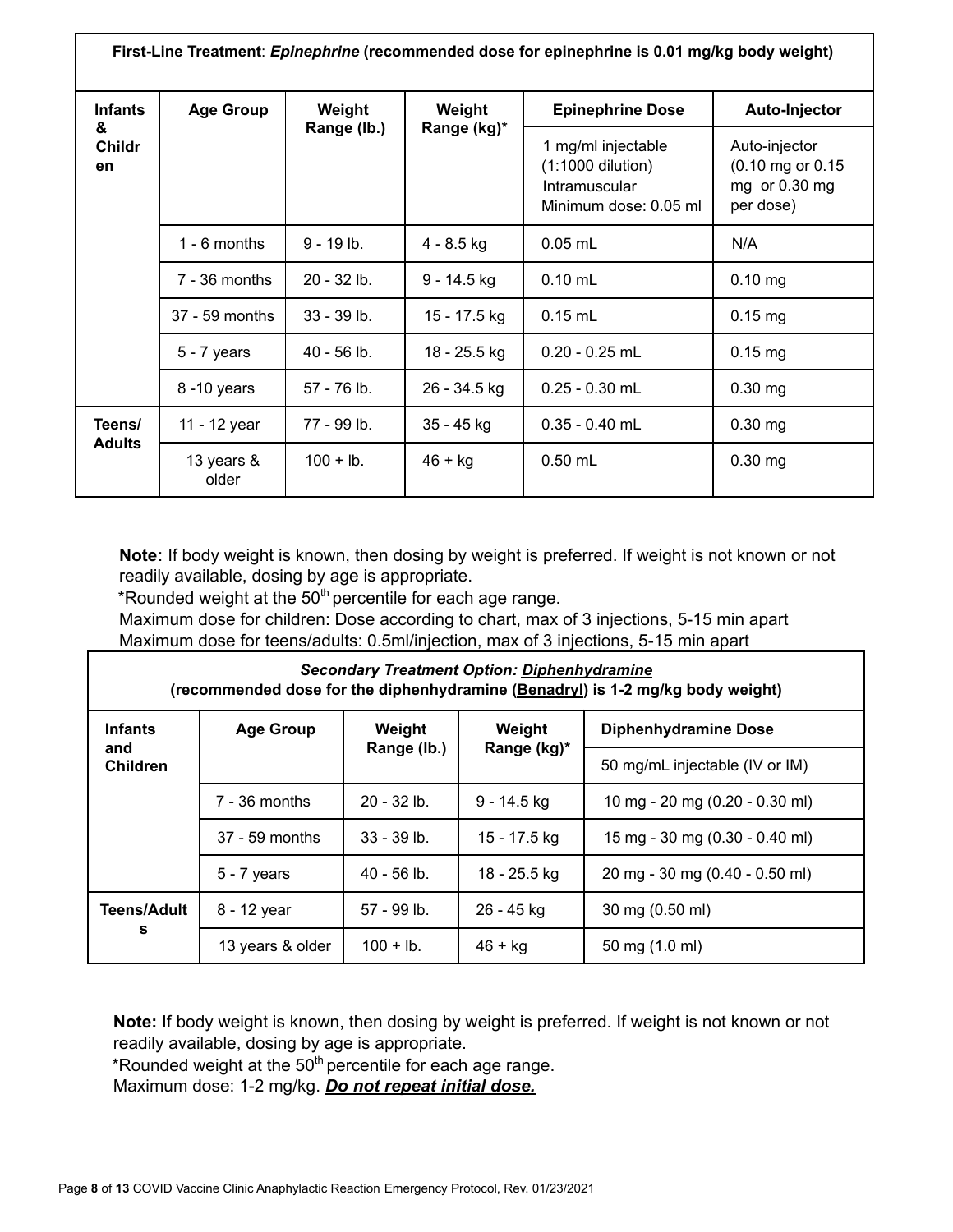| First-Line Treatment: *Epinephrine* (recommended dose for epinephrine is 0.01 mg/kg body weight) | | | | | |
|---|---|---|---|---|---|
| **Infants & Children** | **Age Group** | **Weight Range (lb.)** | **Weight Range (kg)*** | **Epinephrine Dose** | **Auto-Injector** |
| | | | | 1 mg/ml injectable (1:1000 dilution) Intramuscular Minimum dose: 0.05 ml | Auto-injector (0.10 mg or 0.15 mg or 0.30 mg per dose) |
| | 1 - 6 months | 9 - 19 lb. | 4 - 8.5 kg | 0.05 mL | N/A |
| | 7 - 36 months | 20 - 32 lb. | 9 - 14.5 kg | 0.10 mL | 0.10 mg |
| | 37 - 59 months | 33 - 39 lb. | 15 - 17.5 kg | 0.15 mL | 0.15 mg |
| | 5 - 7 years | 40 - 56 lb. | 18 - 25.5 kg | 0.20 - 0.25 mL | 0.15 mg |
| | 8 -10 years | 57 - 76 lb. | 26 - 34.5 kg | 0.25 - 0.30 mL | 0.30 mg |
| **Teens/ Adults** | 11 - 12 year | 77 - 99 lb. | 35 - 45 kg | 0.35 - 0.40 mL | 0.30 mg |
| | 13 years & older | 100 + lb. | 46 + kg | 0.50 mL | 0.30 mg |

**Note:** If body weight is known, then dosing by weight is preferred. If weight is not known or not readily available, dosing by age is appropriate.
*Rounded weight at the 50th percentile for each age range.
Maximum dose for children: Dose according to chart, max of 3 injections, 5-15 min apart
Maximum dose for teens/adults: 0.5ml/injection, max of 3 injections, 5-15 min apart

| ***Secondary Treatment Option: Diphenhydramine*** (recommended dose for the diphenhydramine (Benadryl) is 1-2 mg/kg body weight) | | | | |
|---|---|---|---|---|
| **Infants and Children** | **Age Group** | **Weight Range (lb.)** | **Weight Range (kg)*** | **Diphenhydramine Dose** |
| | | | | 50 mg/mL injectable (IV or IM) |
| | 7 - 36 months | 20 - 32 lb. | 9 - 14.5 kg | 10 mg - 20 mg (0.20 - 0.30 ml) |
| | 37 - 59 months | 33 - 39 lb. | 15 - 17.5 kg | 15 mg - 30 mg (0.30 - 0.40 ml) |
| | 5 - 7 years | 40 - 56 lb. | 18 - 25.5 kg | 20 mg - 30 mg (0.40 - 0.50 ml) |
| **Teens/Adults** | 8 - 12 year | 57 - 99 lb. | 26 - 45 kg | 30 mg (0.50 ml) |
| | 13 years & older | 100 + lb. | 46 + kg | 50 mg (1.0 ml) |

**Note:** If body weight is known, then dosing by weight is preferred. If weight is not known or not readily available, dosing by age is appropriate.
*Rounded weight at the 50th percentile for each age range.
Maximum dose: 1-2 mg/kg. ***Do not repeat initial dose.***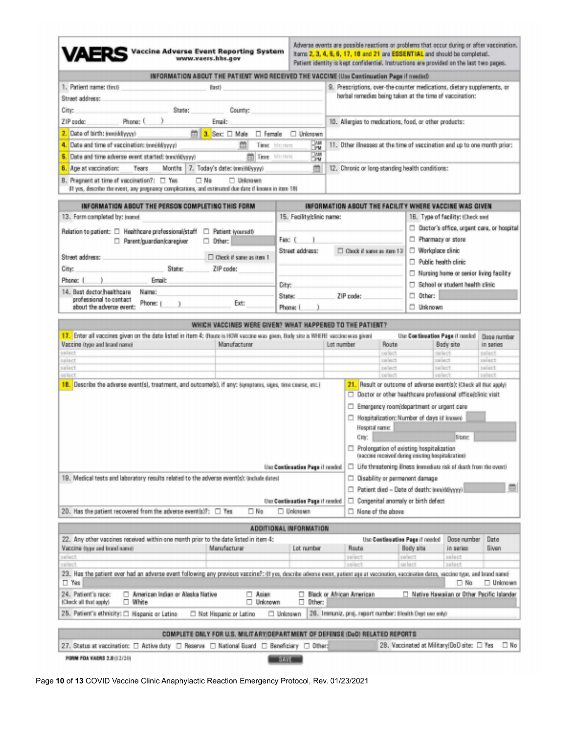# VAERS Vaccine Adverse Event Reporting System

www.vaers.hhs.gov

Adverse events are possible reactions or problems that occur during or after vaccination. Items **2, 3, 4, 5, 6, 17, 18 and 21** are **ESSENTIAL** and should be completed. Patient identity is kept confidential. Instructions are provided on the last two pages.

## INFORMATION ABOUT THE PATIENT WHO RECEIVED THE VACCINE (Use Continuation Page if needed)

1. Patient name: (first) ______ (last) ______
   Street address: ______
   City: ______ State: ______ County: ______
   ZIP code: ______ Phone: ( ) ______ Email: ______
2. Date of birth: (mm/dd/yyyy) ______
3. Sex: ☐ Male ☐ Female ☐ Unknown
4. Date and time of vaccination: (mm/dd/yyyy) ______ Time hh:mm ☐ AM ☐ PM
5. Date and time adverse event started: (mm/dd/yyyy) ______ Time hh:mm ☐ AM ☐ PM
6. Age at vaccination: ___ Years ___ Months
7. Today's date: (mm/dd/yyyy) ______
8. Pregnant at time of vaccination?: ☐ Yes ☐ No ☐ Unknown
   (If yes, describe the event, any pregnancy complications, and estimated due date if known in item 18)
9. Prescriptions, over-the-counter medications, dietary supplements, or herbal remedies being taken at the time of vaccination:
10. Allergies to medications, food, or other products:
11. Other illnesses at the time of vaccination and up to one month prior:
12. Chronic or long-standing health conditions:

## INFORMATION ABOUT THE PERSON COMPLETING THIS FORM

13. Form completed by: (name) ______
    Relation to patient: ☐ Healthcare professional/staff ☐ Patient (yourself) ☐ Parent/guardian/caregiver ☐ Other: ______
    Street address: ______ ☐ Check if same as item 1
    City: ______ State: ______ ZIP code: ______
    Phone: ( ) ______ Email: ______
14. Best doctor/healthcare professional to contact about the adverse event: Name: ______ Phone: ( ) ______ Ext: ______

## INFORMATION ABOUT THE FACILITY WHERE VACCINE WAS GIVEN

15. Facility/clinic name: ______
    Fax: ( ) ______
    Street address: ______ ☐ Check if same as item 13
    City: ______
    State: ______ ZIP code: ______
    Phone: ( ) ______
16. Type of facility: (Check one)
    ☐ Doctor's office, urgent care, or hospital
    ☐ Pharmacy or store
    ☐ Workplace clinic
    ☐ Public health clinic
    ☐ Nursing home or senior living facility
    ☐ School or student health clinic
    ☐ Other: ______
    ☐ Unknown

## WHICH VACCINES WERE GIVEN? WHAT HAPPENED TO THE PATIENT?

17. Enter all vaccines given on the date listed in item 4: (Route is HOW vaccine was given, Body site is WHERE vaccine was given) Use **Continuation Page** if needed

| Vaccine (type and brand name) | Manufacturer | Lot number | Route | Body site | Dose number in series |
|---|---|---|---|---|---|
| select | | | select | select | select |
| select | | | select | select | select |
| select | | | select | select | select |
| select | | | select | select | select |

18. Describe the adverse event(s), treatment, and outcome(s), if any: (symptoms, signs, time course, etc.)

    Use **Continuation Page** if needed

19. Medical tests and laboratory results related to the adverse event(s): (include dates)

    Use **Continuation Page** if needed

20. Has the patient recovered from the adverse event(s)?: ☐ Yes ☐ No ☐ Unknown

21. Result or outcome of adverse event(s): (Check all that apply)
    ☐ Doctor or other healthcare professional office/clinic visit
    ☐ Emergency room/department or urgent care
    ☐ Hospitalization: Number of days (if known) ______
    Hospital name: ______
    City: ______ State: ______
    ☐ Prolongation of existing hospitalization (vaccine received during existing hospitalization)
    ☐ Life threatening illness (immediate risk of death from the event)
    ☐ Disability or permanent damage
    ☐ Patient died – Date of death: (mm/dd/yyyy) ______
    ☐ Congenital anomaly or birth defect
    ☐ None of the above

## ADDITIONAL INFORMATION

22. Any other vaccines received within one month prior to the date listed in item 4: Use **Continuation Page** if needed

| Vaccine (type and brand name) | Manufacturer | Lot number | Route | Body site | Dose number in series | Date Given |
|---|---|---|---|---|---|---|
| select | | | select | select | select | |
| select | | | select | select | select | |

23. Has the patient ever had an adverse event following any previous vaccine?: (If yes, describe adverse event, patient age at vaccination, vaccination dates, vaccine type, and brand name)
    ☐ Yes ☐ No ☐ Unknown
24. Patient's race: (Check all that apply) ☐ American Indian or Alaska Native ☐ Asian ☐ Black or African American ☐ Native Hawaiian or Other Pacific Islander ☐ White ☐ Unknown ☐ Other: ______
25. Patient's ethnicity: ☐ Hispanic or Latino ☐ Not Hispanic or Latino ☐ Unknown
26. Immuniz. proj. report number: (Health Dept use only)

## COMPLETE ONLY FOR U.S. MILITARY/DEPARTMENT OF DEFENSE (DoD) RELATED REPORTS

27. Status at vaccination: ☐ Active duty ☐ Reserve ☐ National Guard ☐ Beneficiary ☐ Other: ______
28. Vaccinated at Military/DoD site: ☐ Yes ☐ No

FORM FDA VAERS 2.0 (12/20)

SAVE

COVID Vaccine Clinic Anaphylactic Reaction Emergency Protocol, Rev. 01/23/2021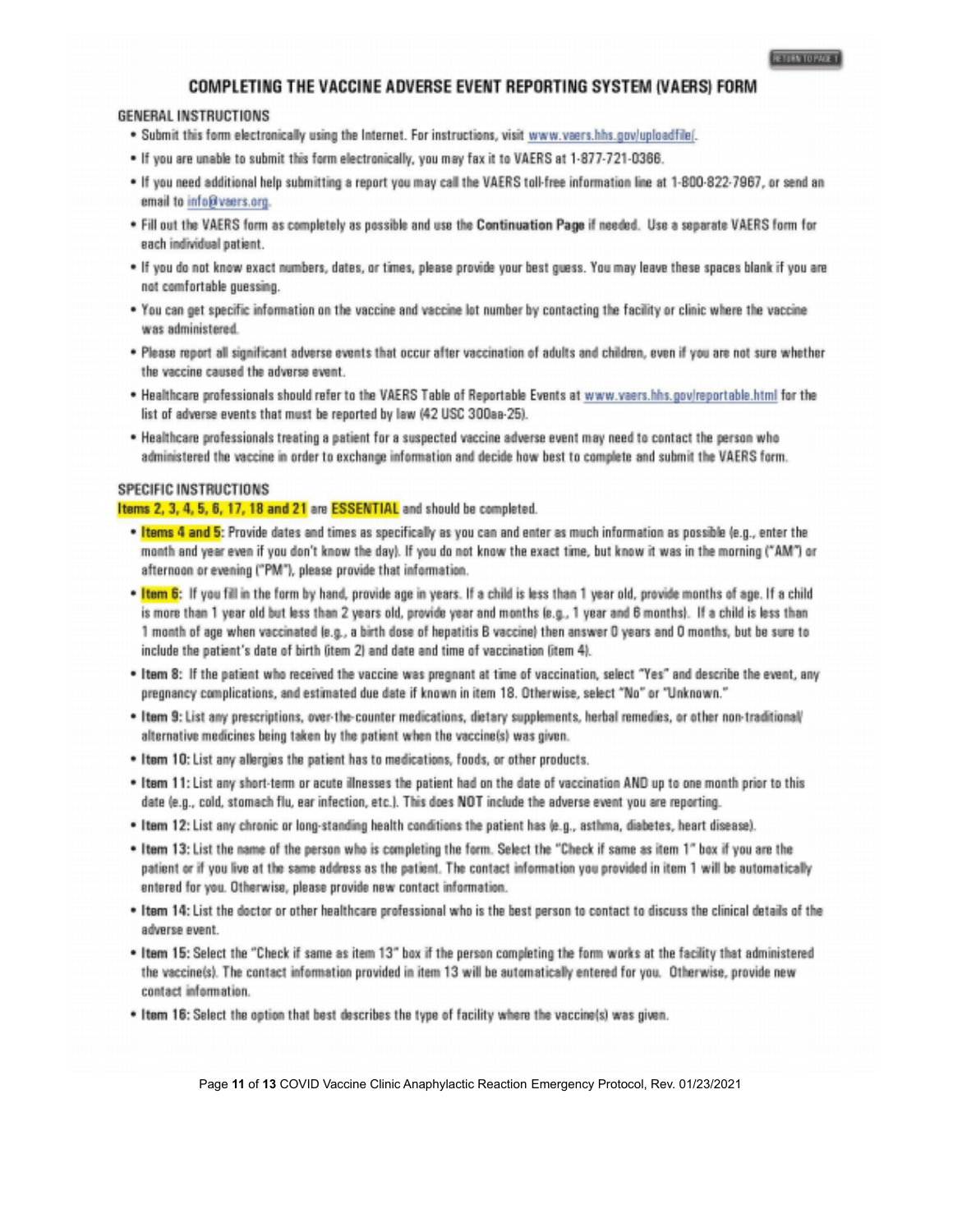# COMPLETING THE VACCINE ADVERSE EVENT REPORTING SYSTEM (VAERS) FORM

## GENERAL INSTRUCTIONS

- Submit this form electronically using the Internet. For instructions, visit www.vaers.hhs.gov/uploadfile/.
- If you are unable to submit this form electronically, you may fax it to VAERS at 1-877-721-0366.
- If you need additional help submitting a report you may call the VAERS toll-free information line at 1-800-822-7967, or send an email to info@vaers.org.
- Fill out the VAERS form as completely as possible and use the **Continuation Page** if needed. Use a separate VAERS form for each individual patient.
- If you do not know exact numbers, dates, or times, please provide your best guess. You may leave these spaces blank if you are not comfortable guessing.
- You can get specific information on the vaccine and vaccine lot number by contacting the facility or clinic where the vaccine was administered.
- Please report all significant adverse events that occur after vaccination of adults and children, even if you are not sure whether the vaccine caused the adverse event.
- Healthcare professionals should refer to the VAERS Table of Reportable Events at www.vaers.hhs.gov/reportable.html for the list of adverse events that must be reported by law (42 USC 300aa-25).
- Healthcare professionals treating a patient for a suspected vaccine adverse event may need to contact the person who administered the vaccine in order to exchange information and decide how best to complete and submit the VAERS form.

## SPECIFIC INSTRUCTIONS

**Items 2, 3, 4, 5, 6, 17, 18 and 21** are **ESSENTIAL** and should be completed.

- **Items 4 and 5:** Provide dates and times as specifically as you can and enter as much information as possible (e.g., enter the month and year even if you don't know the day). If you do not know the exact time, but know it was in the morning ("AM") or afternoon or evening ("PM"), please provide that information.
- **Item 6:** If you fill in the form by hand, provide age in years. If a child is less than 1 year old, provide months of age. If a child is more than 1 year old but less than 2 years old, provide year and months (e.g., 1 year and 6 months). If a child is less than 1 month of age when vaccinated (e.g., a birth dose of hepatitis B vaccine) then answer 0 years and 0 months, but be sure to include the patient's date of birth (item 2) and date and time of vaccination (item 4).
- **Item 8:** If the patient who received the vaccine was pregnant at time of vaccination, select "Yes" and describe the event, any pregnancy complications, and estimated due date if known in item 18. Otherwise, select "No" or "Unknown."
- **Item 9:** List any prescriptions, over-the-counter medications, dietary supplements, herbal remedies, or other non-traditional/ alternative medicines being taken by the patient when the vaccine(s) was given.
- **Item 10:** List any allergies the patient has to medications, foods, or other products.
- **Item 11:** List any short-term or acute illnesses the patient had on the date of vaccination AND up to one month prior to this date (e.g., cold, stomach flu, ear infection, etc.). This does **NOT** include the adverse event you are reporting.
- **Item 12:** List any chronic or long-standing health conditions the patient has (e.g., asthma, diabetes, heart disease).
- **Item 13:** List the name of the person who is completing the form. Select the "Check if same as item 1" box if you are the patient or if you live at the same address as the patient. The contact information you provided in item 1 will be automatically entered for you. Otherwise, please provide new contact information.
- **Item 14:** List the doctor or other healthcare professional who is the best person to contact to discuss the clinical details of the adverse event.
- **Item 15:** Select the "Check if same as item 13" box if the person completing the form works at the facility that administered the vaccine(s). The contact information provided in item 13 will be automatically entered for you. Otherwise, provide new contact information.
- **Item 16:** Select the option that best describes the type of facility where the vaccine(s) was given.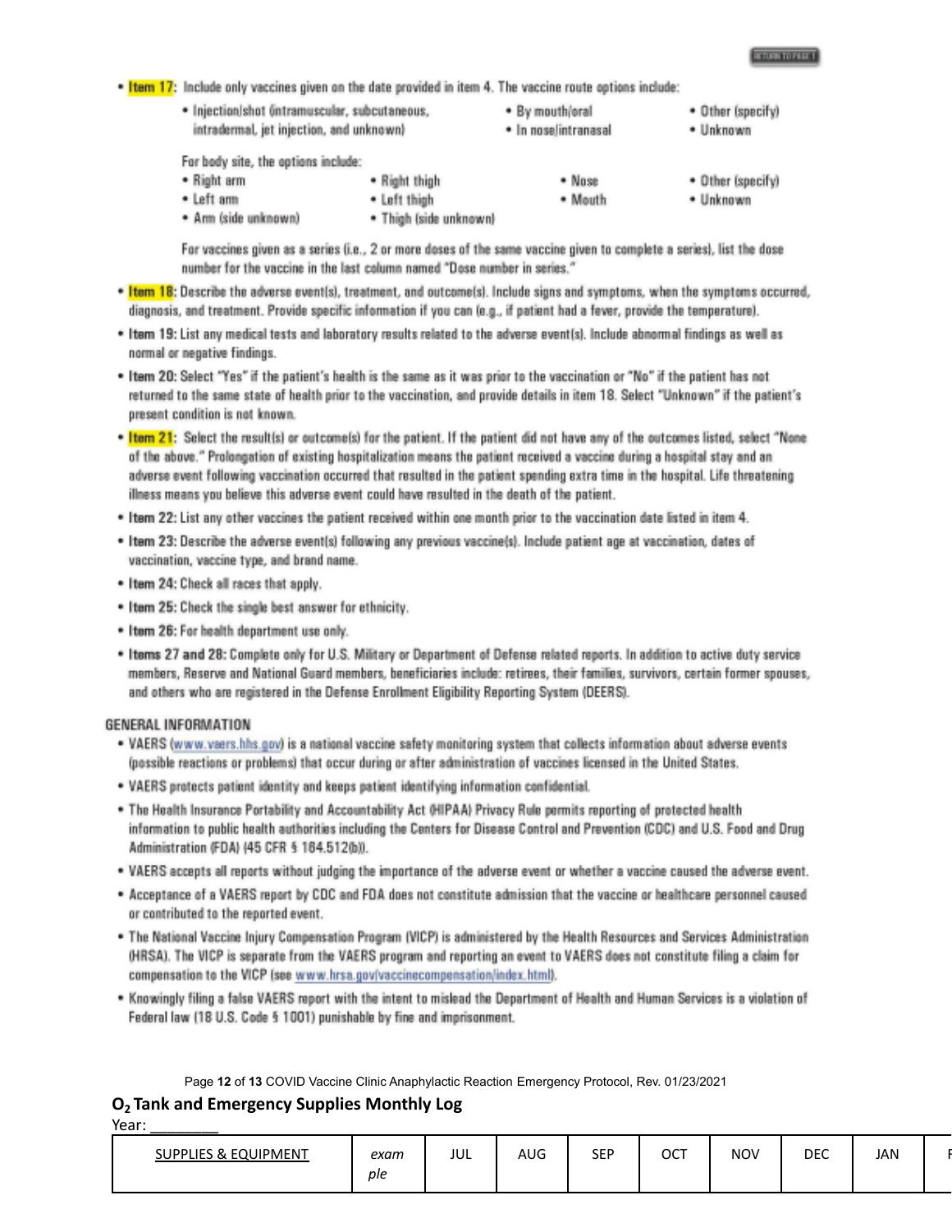- **Item 17:** Include only vaccines given on the date provided in item 4. The vaccine route options include:
  - Injection/shot (intramuscular, subcutaneous, intradermal, jet injection, and unknown)
  - By mouth/oral
  - In nose/intranasal
  - Other (specify)
  - Unknown

  For body site, the options include:
  - Right arm
  - Left arm
  - Arm (side unknown)
  - Right thigh
  - Left thigh
  - Thigh (side unknown)
  - Nose
  - Mouth
  - Other (specify)
  - Unknown

  For vaccines given as a series (i.e., 2 or more doses of the same vaccine given to complete a series), list the dose number for the vaccine in the last column named "Dose number in series."

- **Item 18:** Describe the adverse event(s), treatment, and outcome(s). Include signs and symptoms, when the symptoms occurred, diagnosis, and treatment. Provide specific information if you can (e.g., if patient had a fever, provide the temperature).
- **Item 19:** List any medical tests and laboratory results related to the adverse event(s). Include abnormal findings as well as normal or negative findings.
- **Item 20:** Select "Yes" if the patient's health is the same as it was prior to the vaccination or "No" if the patient has not returned to the same state of health prior to the vaccination, and provide details in item 18. Select "Unknown" if the patient's present condition is not known.
- **Item 21:** Select the result(s) or outcome(s) for the patient. If the patient did not have any of the outcomes listed, select "None of the above." Prolongation of existing hospitalization means the patient received a vaccine during a hospital stay and an adverse event following vaccination occurred that resulted in the patient spending extra time in the hospital. Life threatening illness means you believe this adverse event could have resulted in the death of the patient.
- **Item 22:** List any other vaccines the patient received within one month prior to the vaccination date listed in item 4.
- **Item 23:** Describe the adverse event(s) following any previous vaccine(s). Include patient age at vaccination, dates of vaccination, vaccine type, and brand name.
- **Item 24:** Check all races that apply.
- **Item 25:** Check the single best answer for ethnicity.
- **Item 26:** For health department use only.
- **Items 27 and 28:** Complete only for U.S. Military or Department of Defense related reports. In addition to active duty service members, Reserve and National Guard members, beneficiaries include: retirees, their families, survivors, certain former spouses, and others who are registered in the Defense Enrollment Eligibility Reporting System (DEERS).

## GENERAL INFORMATION

- VAERS (www.vaers.hhs.gov) is a national vaccine safety monitoring system that collects information about adverse events (possible reactions or problems) that occur during or after administration of vaccines licensed in the United States.
- VAERS protects patient identity and keeps patient identifying information confidential.
- The Health Insurance Portability and Accountability Act (HIPAA) Privacy Rule permits reporting of protected health information to public health authorities including the Centers for Disease Control and Prevention (CDC) and U.S. Food and Drug Administration (FDA) (45 CFR § 164.512(b)).
- VAERS accepts all reports without judging the importance of the adverse event or whether a vaccine caused the adverse event.
- Acceptance of a VAERS report by CDC and FDA does not constitute admission that the vaccine or healthcare personnel caused or contributed to the reported event.
- The National Vaccine Injury Compensation Program (VICP) is administered by the Health Resources and Services Administration (HRSA). The VICP is separate from the VAERS program and reporting an event to VAERS does not constitute filing a claim for compensation to the VICP (see www.hrsa.gov/vaccinecompensation/index.html).
- Knowingly filing a false VAERS report with the intent to mislead the Department of Health and Human Services is a violation of Federal law (18 U.S. Code § 1001) punishable by fine and imprisonment.

## $O_2$ Tank and Emergency Supplies Monthly Log

Year: ________

| SUPPLIES & EQUIPMENT | *example* | JUL | AUG | SEP | OCT | NOV | DEC | JAN | F |
|---|---|---|---|---|---|---|---|---|---|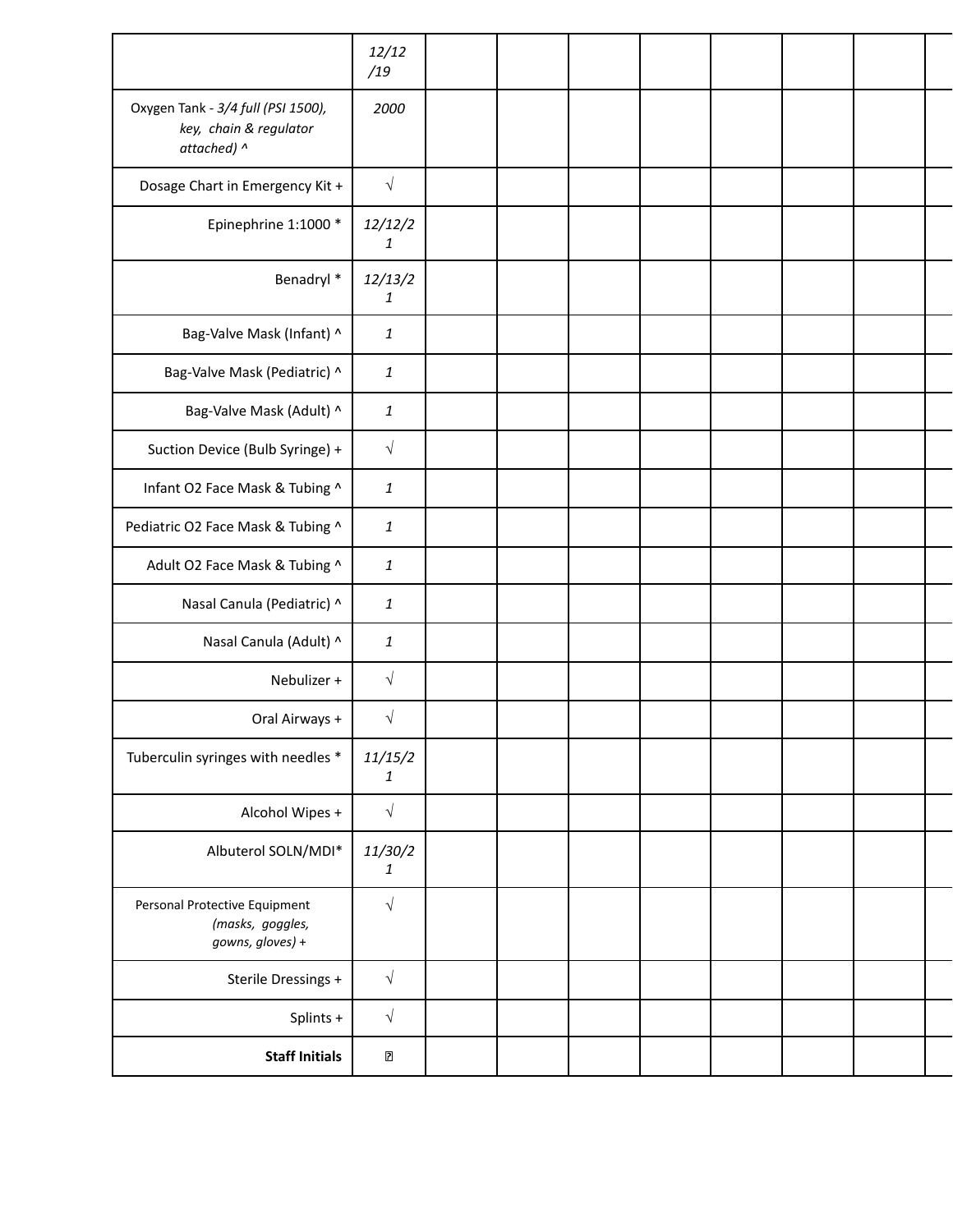| | *12/12/19* | | | | | | | | |
|---|---|---|---|---|---|---|---|---|---|
| Oxygen Tank - *3/4 full (PSI 1500), key, chain & regulator attached)* ^ | *2000* | | | | | | | | |
| Dosage Chart in Emergency Kit + | √ | | | | | | | | |
| Epinephrine 1:1000 * | *12/12/21* | | | | | | | | |
| Benadryl * | *12/13/21* | | | | | | | | |
| Bag-Valve Mask (Infant) ^ | *1* | | | | | | | | |
| Bag-Valve Mask (Pediatric) ^ | *1* | | | | | | | | |
| Bag-Valve Mask (Adult) ^ | *1* | | | | | | | | |
| Suction Device (Bulb Syringe) + | √ | | | | | | | | |
| Infant O2 Face Mask & Tubing ^ | *1* | | | | | | | | |
| Pediatric O2 Face Mask & Tubing ^ | *1* | | | | | | | | |
| Adult O2 Face Mask & Tubing ^ | *1* | | | | | | | | |
| Nasal Canula (Pediatric) ^ | *1* | | | | | | | | |
| Nasal Canula (Adult) ^ | *1* | | | | | | | | |
| Nebulizer + | √ | | | | | | | | |
| Oral Airways + | √ | | | | | | | | |
| Tuberculin syringes with needles * | *11/15/21* | | | | | | | | |
| Alcohol Wipes + | √ | | | | | | | | |
| Albuterol SOLN/MDI* | *11/30/21* | | | | | | | | |
| Personal Protective Equipment *(masks, goggles, gowns, gloves)* + | √ | | | | | | | | |
| Sterile Dressings + | √ | | | | | | | | |
| Splints + | √ | | | | | | | | |
| **Staff Initials** | ? | | | | | | | | |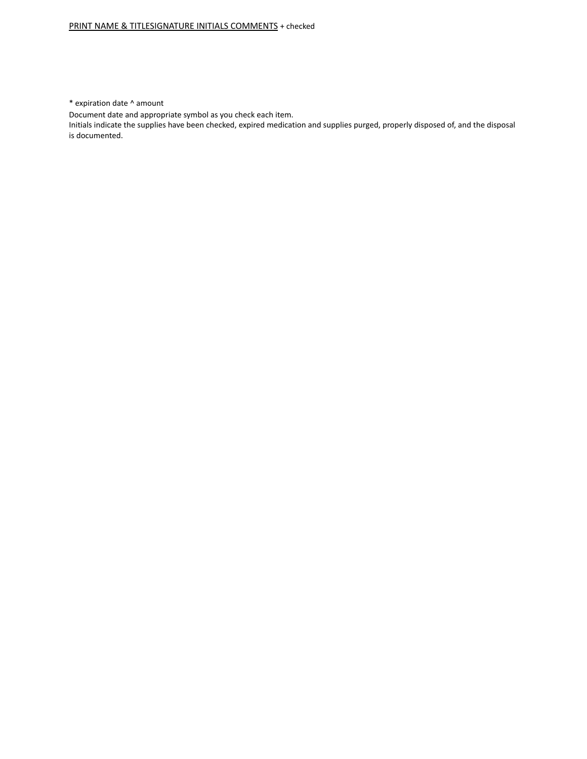<u>PRINT NAME & TITLESIGNATURE INITIALS COMMENTS</u> + checked

* expiration date ^ amount

Document date and appropriate symbol as you check each item.

Initials indicate the supplies have been checked, expired medication and supplies purged, properly disposed of, and the disposal is documented.